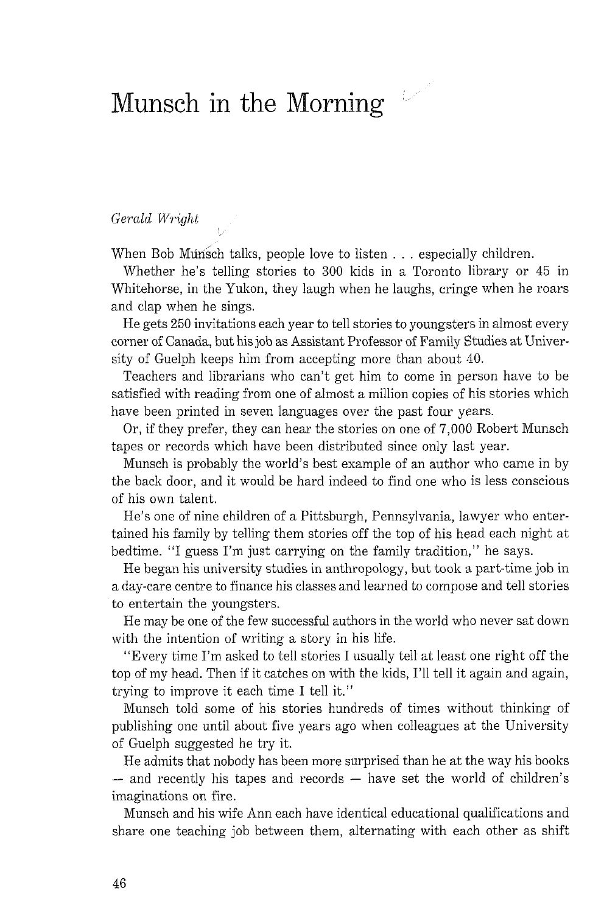# Munsch in the Morning

*Gerald Wright*

When Bob Munsch talks, people love to listen . . . especially children.

Whether he's telling stories to 300 kids in a Toronto library or 45 in Whitehorse, in the Yukon, they laugh when he laughs, cringe when he roars and clap when he sings.

He gets 250 invitations each year to tell stories to youngsters in almost every corner of Canada, but his job as Assistant Professor of Family Studies at University of Guelph keeps him from accepting more than about 40.

Teachers and librarians who can't get him to come in person have to be satisfied with reading from one of almost a million copies of his stories which have been printed in seven languages over the past four years.

Or, if they prefer, they can hear the stories on one of 7,000 Robert Munsch tapes or records which have been distributed since only last year.

Munsch is probably the world's best example of an author who came in by the back door, and it would be hard indeed to find one who is less conscious of his own talent.

He's one of nine children of a Pittsburgh, Pennsylvania, lawyer who entertained his family by telling them stories off the top of his head each night at bedtime. "I guess I'm just carrying on the family tradition," he says.

He began his university studies in anthropology, but took a part-time job in a day-care centre to finance his classes and learned to compose and tell stories to entertain the youngsters.

He may be one of the few successful authors in the world who never sat down with the intention of writing a story in his life.

"Every time I'm asked to tell stories I usually tell at least one right off the top of my head. Then if it catches on with the kids, I'll tell it again and again, trying to improve it each time I tell it."

Munsch told some of his stories hundreds of times without thinking of publishing one until about five years ago when colleagues at the University of Guelph suggested he try it.

He admits that nobody has been more surprised than he at the way his books — and recently his tapes and records — have set the world of children's imaginations on fire.

Munsch and his wife Ann each have identical educational qualifications and share one teaching job between them, alternating with each other as shift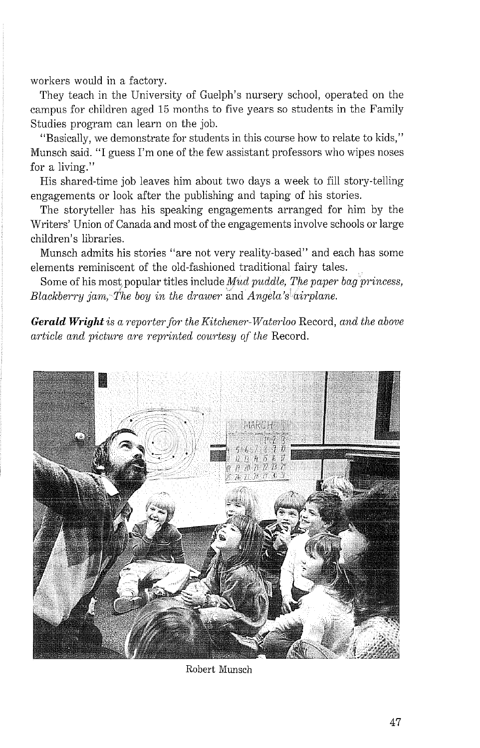workers would in a factory.

They teach in the University of Guelph's nursery school, operated on the campus for children aged 15 months to five years so students in the Family Studies program can learn on the job.

"Basically, we demonstrate for students in this course how to relate to kids," Munsch said. "I guess I'm one of the few assistant professors who wipes noses for a living."

His shared-time job leaves him about two days a week to fill story-telling engagements or look after the publishing and taping of his stories.

The storyteller has his speaking engagements arranged for him by the Writers' Union of Canada and most of the engagements involve schools or large children's libraries.

Munsch admits his stories "are not very reality-based" and each has some elements reminiscent of the old-fashioned traditional fairy tales.

Some of his most popular titles include *Mud puddle*, *The paper bag princess*, *Blackberry jam*, *The boy in the drawer* and *Angela's airplane*.

***Gerald Wright*** *is a reporter for the Kitchener-Waterloo* Record, *and the above article and picture are reprinted courtesy of the* Record.

Robert Munsch